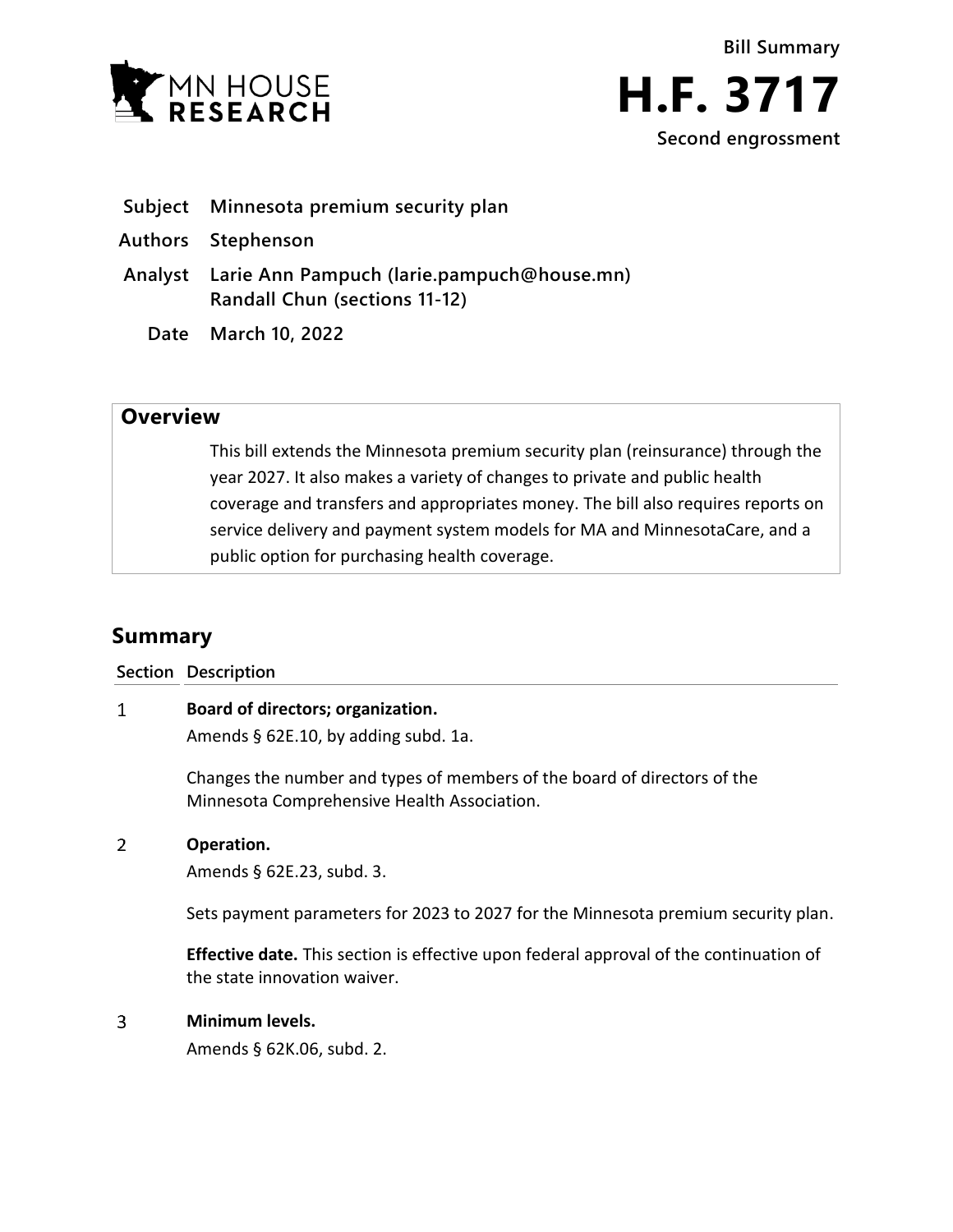MN HOUSE RESEARCH

Bill Summary

# H.F. 3717

Second engrossment

**Subject** Minnesota premium security plan

**Authors** Stephenson

**Analyst** Larie Ann Pampuch (larie.pampuch@house.mn)
Randall Chun (sections 11-12)

**Date** March 10, 2022

## Overview

This bill extends the Minnesota premium security plan (reinsurance) through the year 2027. It also makes a variety of changes to private and public health coverage and transfers and appropriates money. The bill also requires reports on service delivery and payment system models for MA and MinnesotaCare, and a public option for purchasing health coverage.

## Summary

| Section | Description |
|---|---|
| 1 | **Board of directors; organization.**<br>Amends § 62E.10, by adding subd. 1a.<br><br>Changes the number and types of members of the board of directors of the Minnesota Comprehensive Health Association. |
| 2 | **Operation.**<br>Amends § 62E.23, subd. 3.<br><br>Sets payment parameters for 2023 to 2027 for the Minnesota premium security plan.<br><br>**Effective date.** This section is effective upon federal approval of the continuation of the state innovation waiver. |
| 3 | **Minimum levels.**<br>Amends § 62K.06, subd. 2. |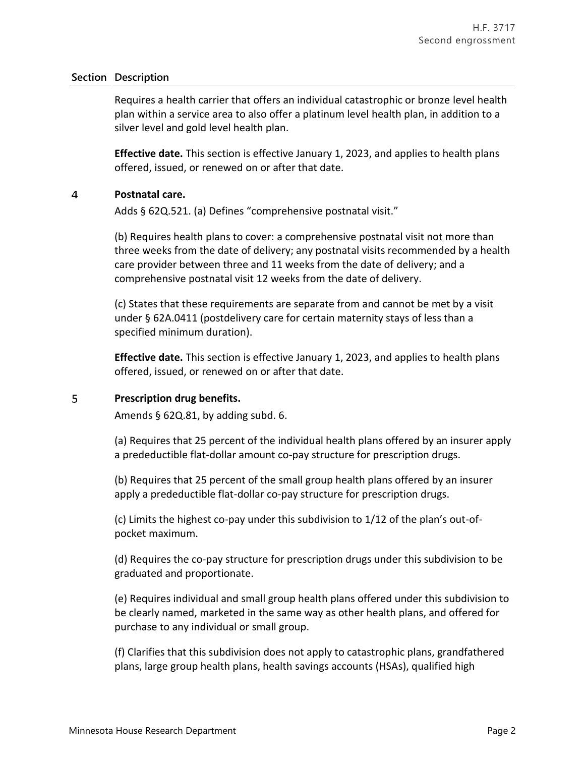| Section | Description |
|---|---|
| | Requires a health carrier that offers an individual catastrophic or bronze level health plan within a service area to also offer a platinum level health plan, in addition to a silver level and gold level health plan. |
| | **Effective date.** This section is effective January 1, 2023, and applies to health plans offered, issued, or renewed on or after that date. |
| 4 | **Postnatal care.** |
| | Adds § 62Q.521. (a) Defines "comprehensive postnatal visit." |
| | (b) Requires health plans to cover: a comprehensive postnatal visit not more than three weeks from the date of delivery; any postnatal visits recommended by a health care provider between three and 11 weeks from the date of delivery; and a comprehensive postnatal visit 12 weeks from the date of delivery. |
| | (c) States that these requirements are separate from and cannot be met by a visit under § 62A.0411 (postdelivery care for certain maternity stays of less than a specified minimum duration). |
| | **Effective date.** This section is effective January 1, 2023, and applies to health plans offered, issued, or renewed on or after that date. |
| 5 | **Prescription drug benefits.** |
| | Amends § 62Q.81, by adding subd. 6. |
| | (a) Requires that 25 percent of the individual health plans offered by an insurer apply a predeductible flat-dollar amount co-pay structure for prescription drugs. |
| | (b) Requires that 25 percent of the small group health plans offered by an insurer apply a predeductible flat-dollar co-pay structure for prescription drugs. |
| | (c) Limits the highest co-pay under this subdivision to 1/12 of the plan's out-of-pocket maximum. |
| | (d) Requires the co-pay structure for prescription drugs under this subdivision to be graduated and proportionate. |
| | (e) Requires individual and small group health plans offered under this subdivision to be clearly named, marketed in the same way as other health plans, and offered for purchase to any individual or small group. |
| | (f) Clarifies that this subdivision does not apply to catastrophic plans, grandfathered plans, large group health plans, health savings accounts (HSAs), qualified high |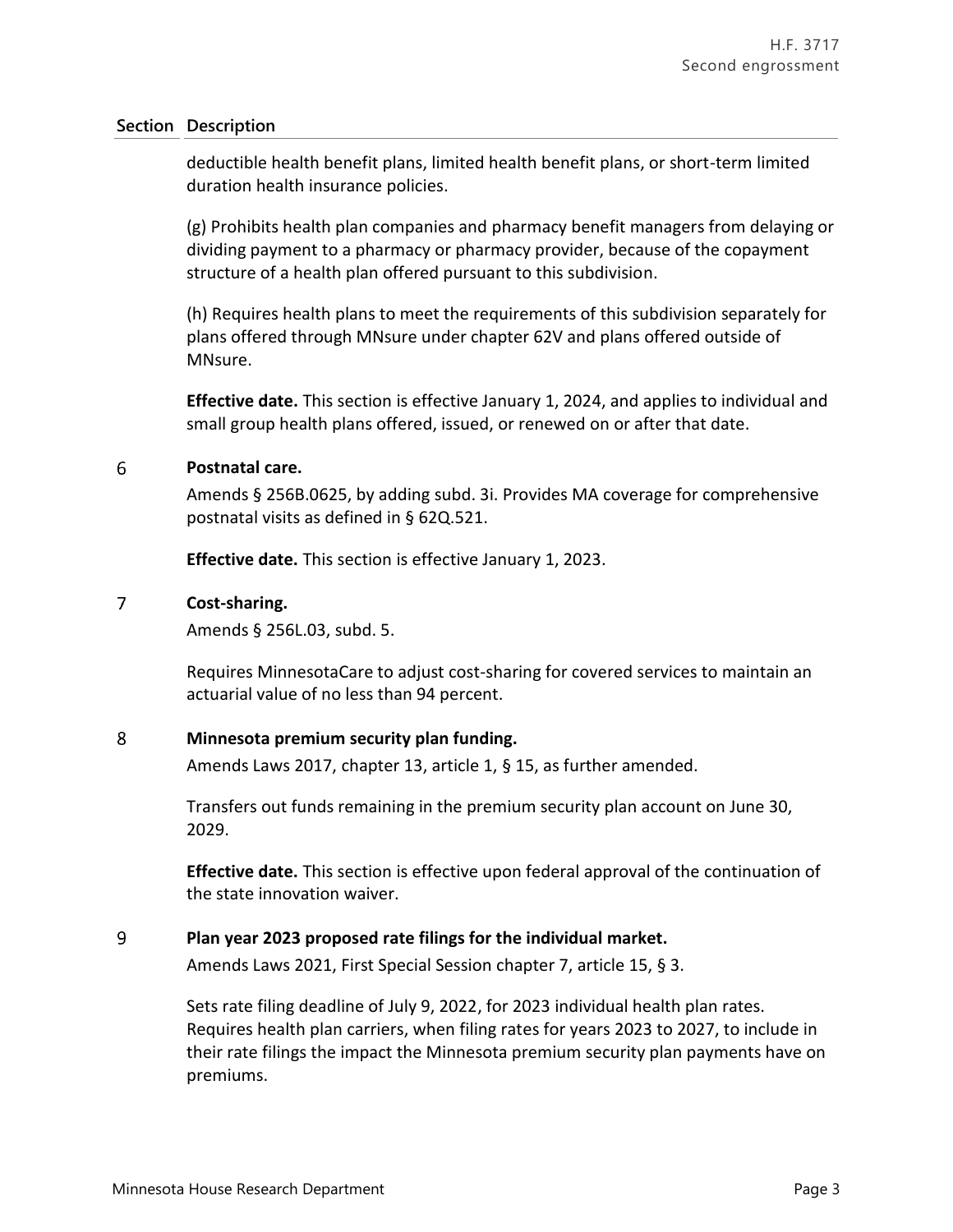| Section | Description |
|---|---|
| | deductible health benefit plans, limited health benefit plans, or short-term limited duration health insurance policies. |
| | (g) Prohibits health plan companies and pharmacy benefit managers from delaying or dividing payment to a pharmacy or pharmacy provider, because of the copayment structure of a health plan offered pursuant to this subdivision. |
| | (h) Requires health plans to meet the requirements of this subdivision separately for plans offered through MNsure under chapter 62V and plans offered outside of MNsure. |
| | **Effective date.** This section is effective January 1, 2024, and applies to individual and small group health plans offered, issued, or renewed on or after that date. |
| 6 | **Postnatal care.** |
| | Amends § 256B.0625, by adding subd. 3i. Provides MA coverage for comprehensive postnatal visits as defined in § 62Q.521. |
| | **Effective date.** This section is effective January 1, 2023. |
| 7 | **Cost-sharing.** |
| | Amends § 256L.03, subd. 5. |
| | Requires MinnesotaCare to adjust cost-sharing for covered services to maintain an actuarial value of no less than 94 percent. |
| 8 | **Minnesota premium security plan funding.** |
| | Amends Laws 2017, chapter 13, article 1, § 15, as further amended. |
| | Transfers out funds remaining in the premium security plan account on June 30, 2029. |
| | **Effective date.** This section is effective upon federal approval of the continuation of the state innovation waiver. |
| 9 | **Plan year 2023 proposed rate filings for the individual market.** |
| | Amends Laws 2021, First Special Session chapter 7, article 15, § 3. |
| | Sets rate filing deadline of July 9, 2022, for 2023 individual health plan rates. Requires health plan carriers, when filing rates for years 2023 to 2027, to include in their rate filings the impact the Minnesota premium security plan payments have on premiums. |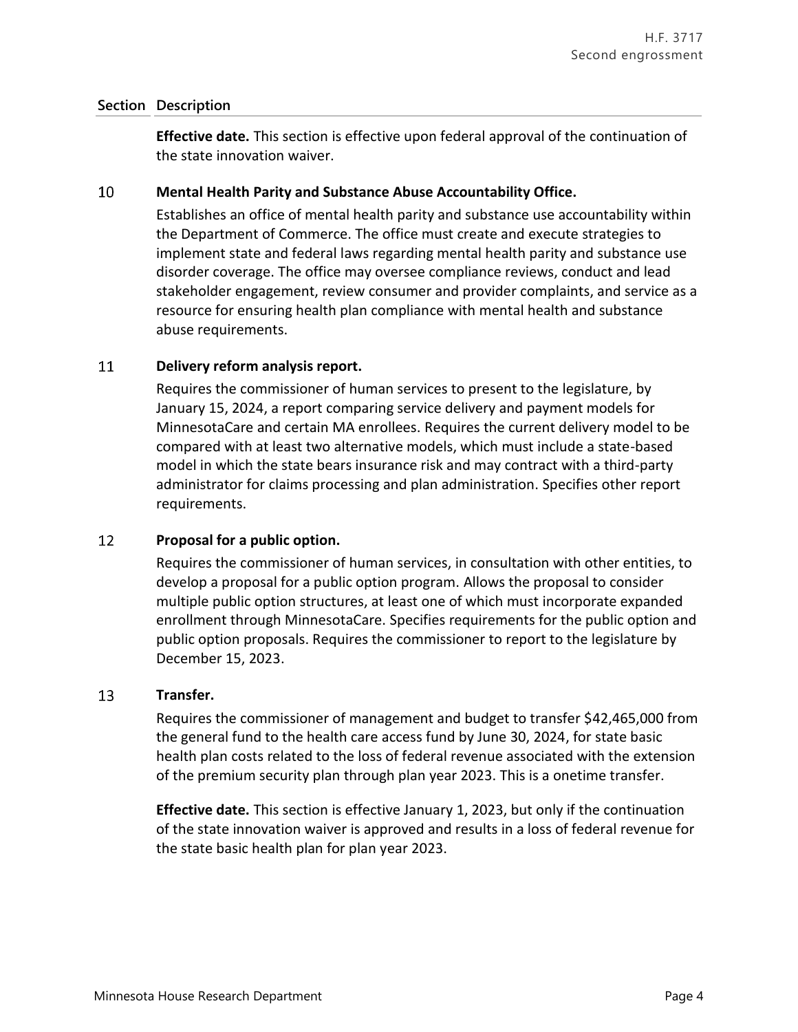| Section | Description |
|---|---|
| | **Effective date.** This section is effective upon federal approval of the continuation of the state innovation waiver. |
| 10 | **Mental Health Parity and Substance Abuse Accountability Office.**<br>Establishes an office of mental health parity and substance use accountability within the Department of Commerce. The office must create and execute strategies to implement state and federal laws regarding mental health parity and substance use disorder coverage. The office may oversee compliance reviews, conduct and lead stakeholder engagement, review consumer and provider complaints, and service as a resource for ensuring health plan compliance with mental health and substance abuse requirements. |
| 11 | **Delivery reform analysis report.**<br>Requires the commissioner of human services to present to the legislature, by January 15, 2024, a report comparing service delivery and payment models for MinnesotaCare and certain MA enrollees. Requires the current delivery model to be compared with at least two alternative models, which must include a state-based model in which the state bears insurance risk and may contract with a third-party administrator for claims processing and plan administration. Specifies other report requirements. |
| 12 | **Proposal for a public option.**<br>Requires the commissioner of human services, in consultation with other entities, to develop a proposal for a public option program. Allows the proposal to consider multiple public option structures, at least one of which must incorporate expanded enrollment through MinnesotaCare. Specifies requirements for the public option and public option proposals. Requires the commissioner to report to the legislature by December 15, 2023. |
| 13 | **Transfer.**<br>Requires the commissioner of management and budget to transfer $42,465,000 from the general fund to the health care access fund by June 30, 2024, for state basic health plan costs related to the loss of federal revenue associated with the extension of the premium security plan through plan year 2023. This is a onetime transfer.<br><br>**Effective date.** This section is effective January 1, 2023, but only if the continuation of the state innovation waiver is approved and results in a loss of federal revenue for the state basic health plan for plan year 2023. |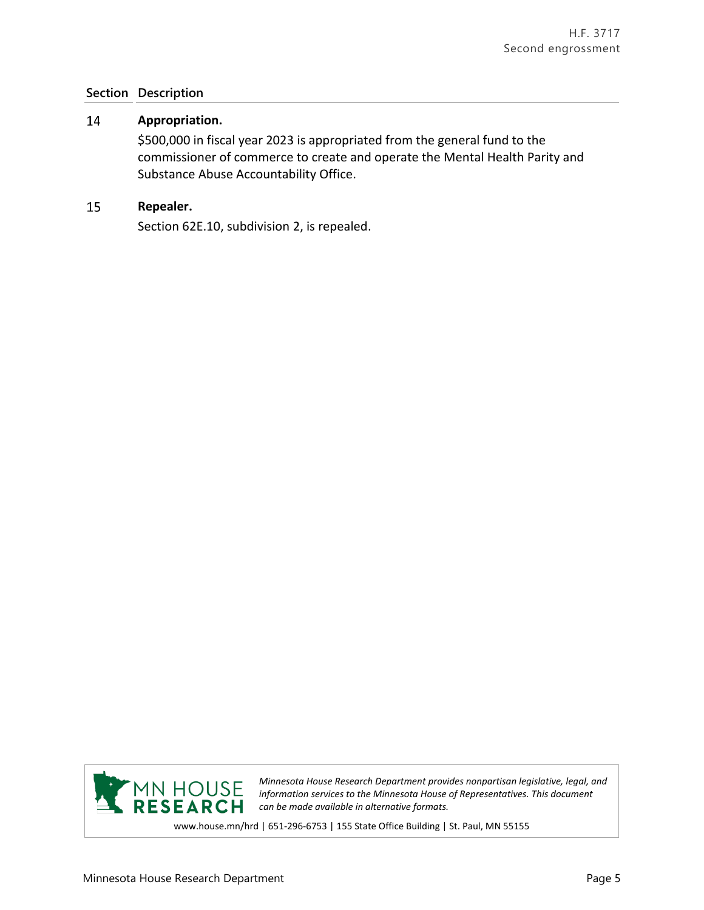| Section | Description |
|---|---|
| 14 | **Appropriation.**<br>$500,000 in fiscal year 2023 is appropriated from the general fund to the commissioner of commerce to create and operate the Mental Health Parity and Substance Abuse Accountability Office. |
| 15 | **Repealer.**<br>Section 62E.10, subdivision 2, is repealed. |

MN HOUSE RESEARCH

*Minnesota House Research Department provides nonpartisan legislative, legal, and information services to the Minnesota House of Representatives. This document can be made available in alternative formats.*

www.house.mn/hrd | 651-296-6753 | 155 State Office Building | St. Paul, MN 55155